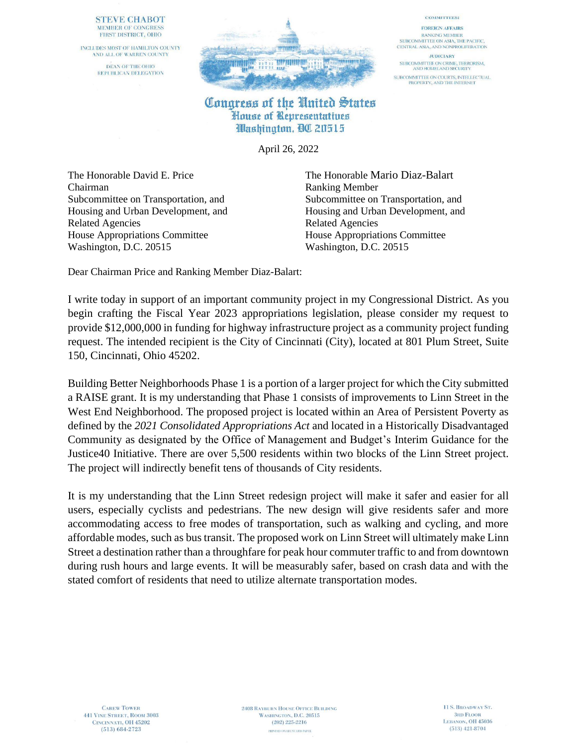STEVE CHABOT
MEMBER OF CONGRESS
FIRST DISTRICT, OHIO

INCLUDES MOST OF HAMILTON COUNTY
AND ALL OF WARREN COUNTY

DEAN OF THE OHIO
REPUBLICAN DELEGATION

COMMITTEES:

FOREIGN AFFAIRS
RANKING MEMBER
SUBCOMMITTEE ON ASIA, THE PACIFIC,
CENTRAL ASIA, AND NONPROLIFERATION

JUDICIARY
SUBCOMMITTEE ON CRIME, TERRORISM,
AND HOMELAND SECURITY

SUBCOMMITTEE ON COURTS, INTELLECTUAL
PROPERTY, AND THE INTERNET

# Congress of the United States
## House of Representatives
### Washington, DC 20515

April 26, 2022

The Honorable David E. Price
Chairman
Subcommittee on Transportation, and Housing and Urban Development, and Related Agencies
House Appropriations Committee
Washington, D.C. 20515

The Honorable Mario Diaz-Balart
Ranking Member
Subcommittee on Transportation, and Housing and Urban Development, and Related Agencies
House Appropriations Committee
Washington, D.C. 20515

Dear Chairman Price and Ranking Member Diaz-Balart:

I write today in support of an important community project in my Congressional District. As you begin crafting the Fiscal Year 2023 appropriations legislation, please consider my request to provide $12,000,000 in funding for highway infrastructure project as a community project funding request. The intended recipient is the City of Cincinnati (City), located at 801 Plum Street, Suite 150, Cincinnati, Ohio 45202.

Building Better Neighborhoods Phase 1 is a portion of a larger project for which the City submitted a RAISE grant. It is my understanding that Phase 1 consists of improvements to Linn Street in the West End Neighborhood. The proposed project is located within an Area of Persistent Poverty as defined by the *2021 Consolidated Appropriations Act* and located in a Historically Disadvantaged Community as designated by the Office of Management and Budget's Interim Guidance for the Justice40 Initiative. There are over 5,500 residents within two blocks of the Linn Street project. The project will indirectly benefit tens of thousands of City residents.

It is my understanding that the Linn Street redesign project will make it safer and easier for all users, especially cyclists and pedestrians. The new design will give residents safer and more accommodating access to free modes of transportation, such as walking and cycling, and more affordable modes, such as bus transit. The proposed work on Linn Street will ultimately make Linn Street a destination rather than a throughfare for peak hour commuter traffic to and from downtown during rush hours and large events. It will be measurably safer, based on crash data and with the stated comfort of residents that need to utilize alternate transportation modes.

CAREW TOWER
441 VINE STREET, ROOM 3003
CINCINNATI, OH 45202
(513) 684-2723

2408 RAYBURN HOUSE OFFICE BUILDING
WASHINGTON, D.C. 20515
(202) 225-2216

PRINTED ON RECYCLED PAPER

11 S. BROADWAY ST.
3RD FLOOR
LEBANON, OH 45036
(513) 421-8704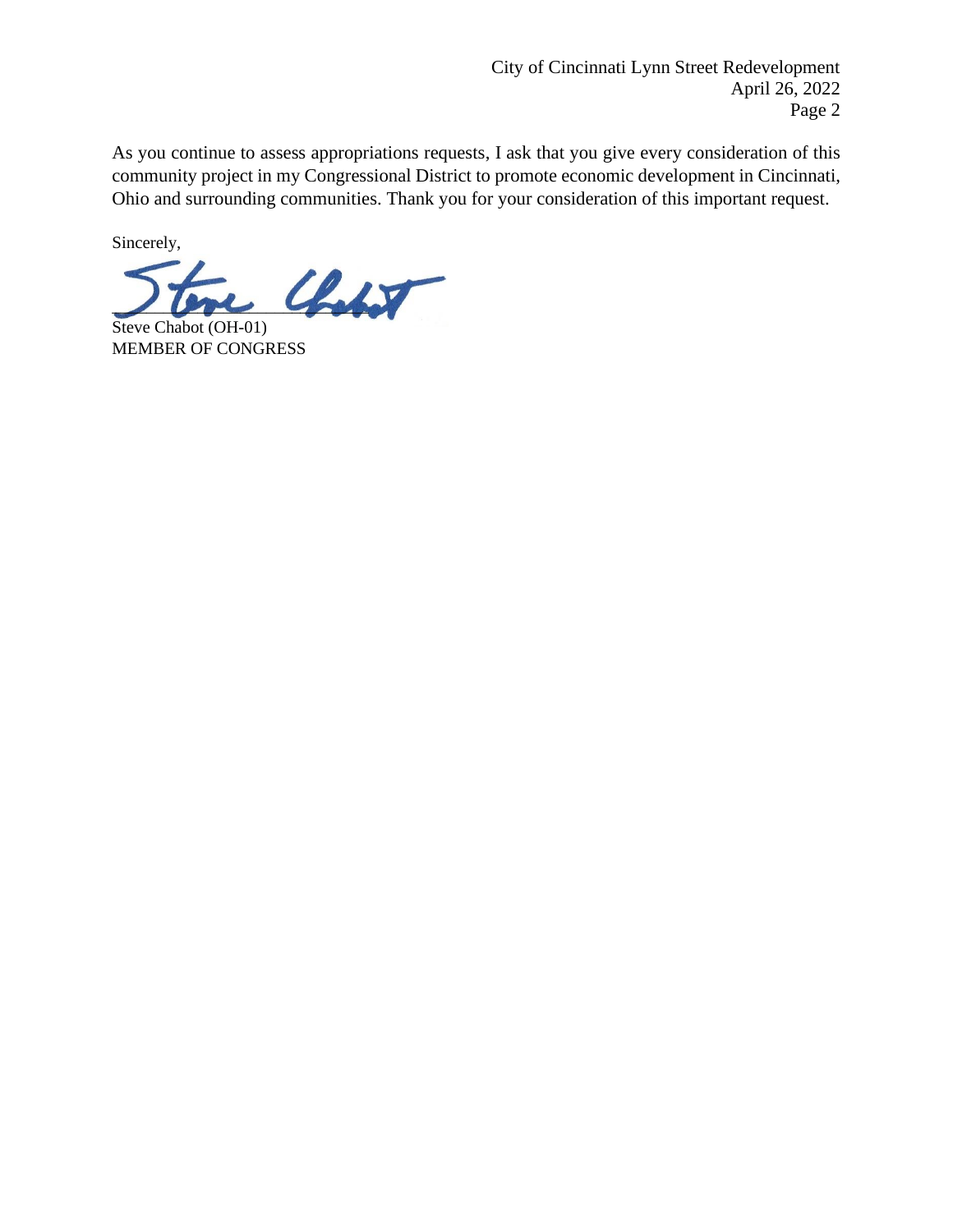As you continue to assess appropriations requests, I ask that you give every consideration of this community project in my Congressional District to promote economic development in Cincinnati, Ohio and surrounding communities. Thank you for your consideration of this important request.

Sincerely,

Steve Chabot (OH-01)
MEMBER OF CONGRESS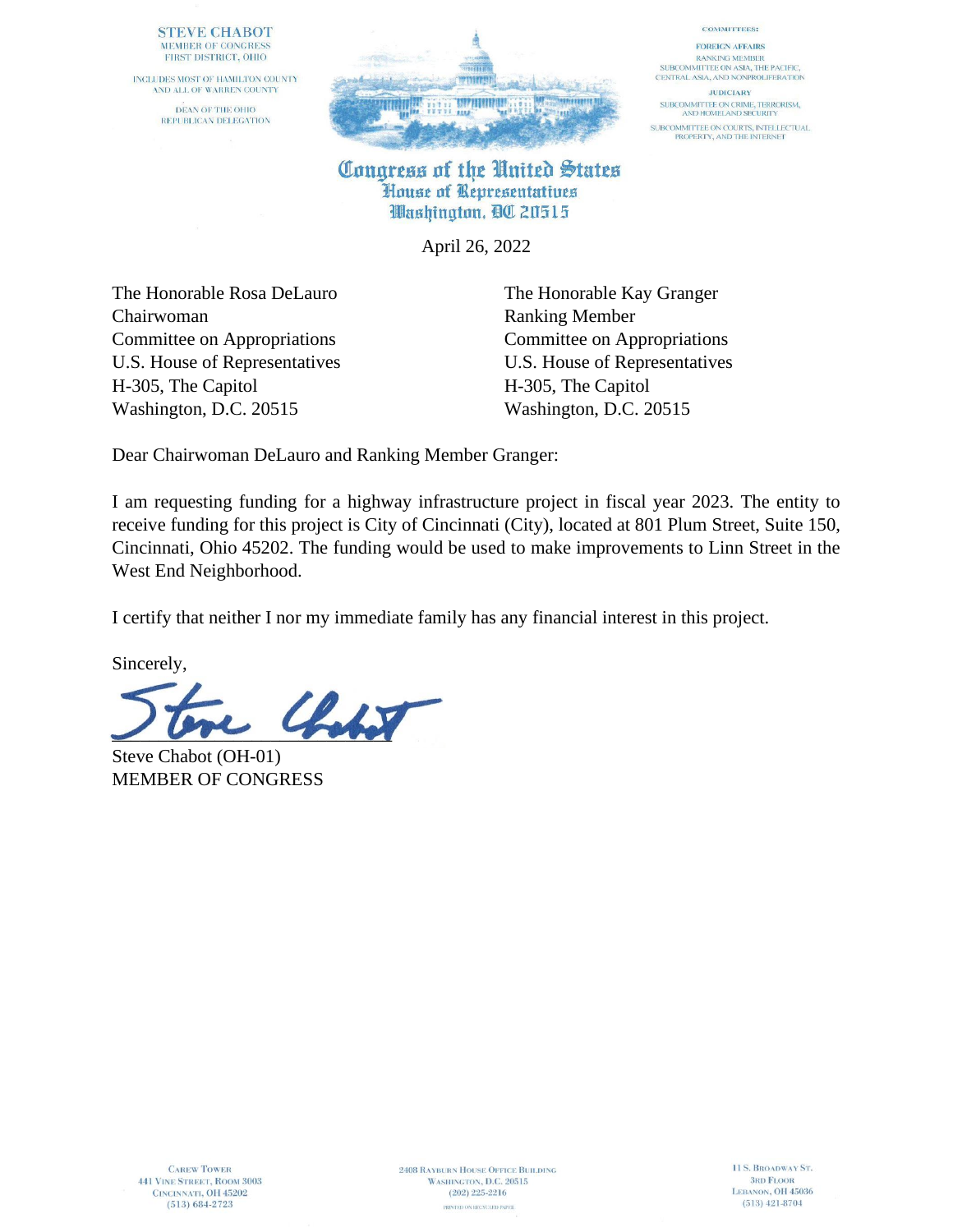STEVE CHABOT
MEMBER OF CONGRESS
FIRST DISTRICT, OHIO

INCLUDES MOST OF HAMILTON COUNTY
AND ALL OF WARREN COUNTY

DEAN OF THE OHIO
REPUBLICAN DELEGATION

COMMITTEES:

FOREIGN AFFAIRS
RANKING MEMBER
SUBCOMMITTEE ON ASIA, THE PACIFIC,
CENTRAL ASIA, AND NONPROLIFERATION

JUDICIARY
SUBCOMMITTEE ON CRIME, TERRORISM,
AND HOMELAND SECURITY
SUBCOMMITTEE ON COURTS, INTELLECTUAL
PROPERTY, AND THE INTERNET

**Congress of the United States**
**House of Representatives**
**Washington, DC 20515**

April 26, 2022

The Honorable Rosa DeLauro
Chairwoman
Committee on Appropriations
U.S. House of Representatives
H-305, The Capitol
Washington, D.C. 20515

The Honorable Kay Granger
Ranking Member
Committee on Appropriations
U.S. House of Representatives
H-305, The Capitol
Washington, D.C. 20515

Dear Chairwoman DeLauro and Ranking Member Granger:

I am requesting funding for a highway infrastructure project in fiscal year 2023. The entity to receive funding for this project is City of Cincinnati (City), located at 801 Plum Street, Suite 150, Cincinnati, Ohio 45202. The funding would be used to make improvements to Linn Street in the West End Neighborhood.

I certify that neither I nor my immediate family has any financial interest in this project.

Sincerely,

Steve Chabot (OH-01)
MEMBER OF CONGRESS

CAREW TOWER
441 VINE STREET, ROOM 3003
CINCINNATI, OH 45202
(513) 684-2723

2408 RAYBURN HOUSE OFFICE BUILDING
WASHINGTON, D.C. 20515
(202) 225-2216

PRINTED ON RECYCLED PAPER

11 S. BROADWAY ST.
3RD FLOOR
LEBANON, OH 45036
(513) 421-8704